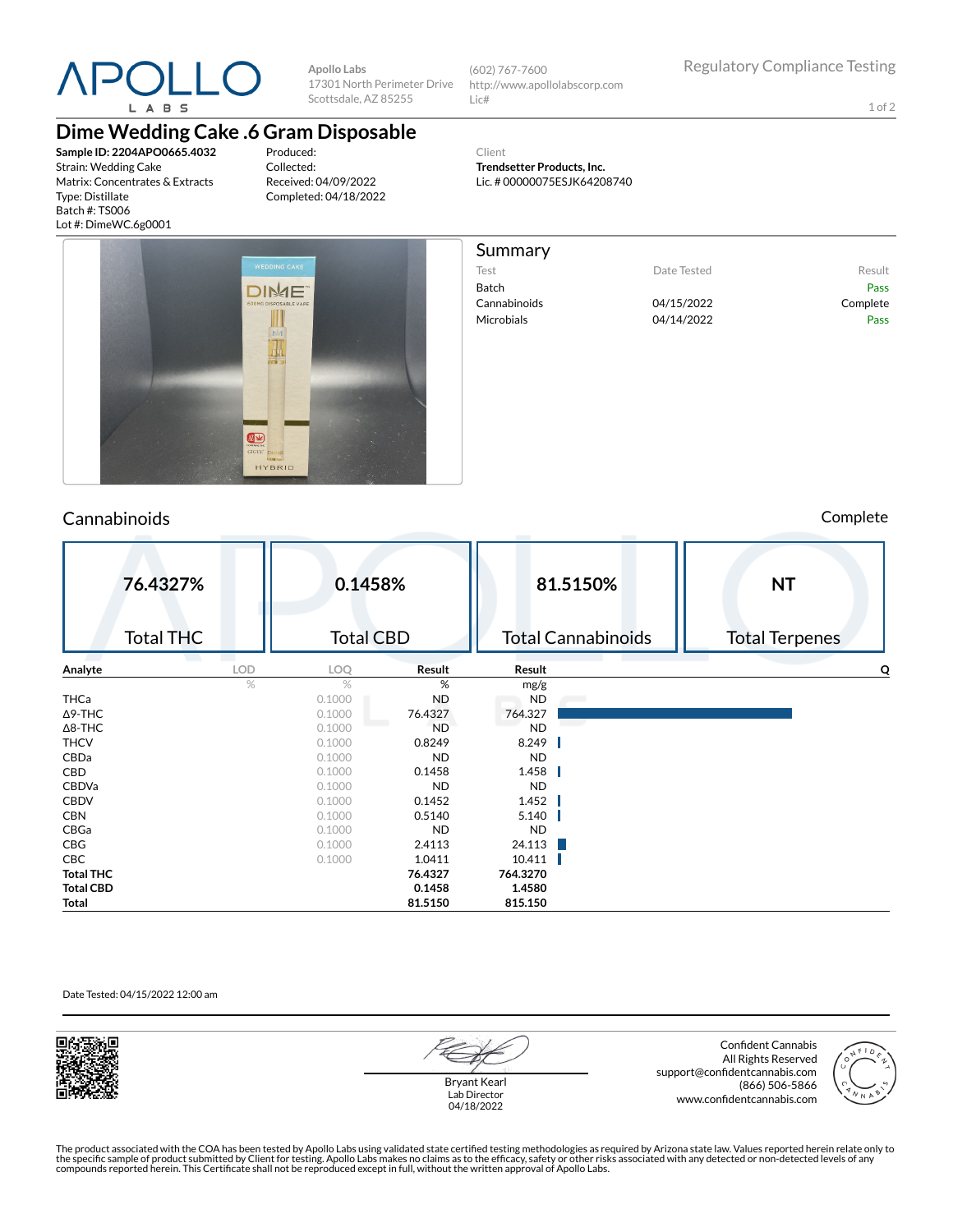# APOLLO LABS

**Apollo Labs**
17301 North Perimeter Drive
Scottsdale, AZ 85255

(602) 767-7600
http://www.apollolabscorp.com
Lic#

Regulatory Compliance Testing

## Dime Wedding Cake .6 Gram Disposable

**Sample ID: 2204APO0665.4032**
Strain: Wedding Cake
Matrix: Concentrates & Extracts
Type: Distillate
Batch #: TS006
Lot #: DimeWC.6g0001

Produced:
Collected:
Received: 04/09/2022
Completed: 04/18/2022

Client
**Trendsetter Products, Inc.**
Lic. # 00000075ESJK64208740

## Summary

| Test | Date Tested | Result |
|---|---|---|
| Batch | | Pass |
| Cannabinoids | 04/15/2022 | Complete |
| Microbials | 04/14/2022 | Pass |

## Cannabinoids

Complete

| 76.4327% | 0.1458% | 81.5150% | NT |
|---|---|---|---|
| Total THC | Total CBD | Total Cannabinoids | Total Terpenes |

| Analyte | LOD | LOQ | Result | Result | Q |
|---|---|---|---|---|---|
| | % | % | % | mg/g | |
| THCa | | 0.1000 | ND | ND | |
| Δ9-THC | | 0.1000 | 76.4327 | 764.327 | |
| Δ8-THC | | 0.1000 | ND | ND | |
| THCV | | 0.1000 | 0.8249 | 8.249 | |
| CBDa | | 0.1000 | ND | ND | |
| CBD | | 0.1000 | 0.1458 | 1.458 | |
| CBDVa | | 0.1000 | ND | ND | |
| CBDV | | 0.1000 | 0.1452 | 1.452 | |
| CBN | | 0.1000 | 0.5140 | 5.140 | |
| CBGa | | 0.1000 | ND | ND | |
| CBG | | 0.1000 | 2.4113 | 24.113 | |
| CBC | | 0.1000 | 1.0411 | 10.411 | |
| **Total THC** | | | **76.4327** | **764.3270** | |
| **Total CBD** | | | **0.1458** | **1.4580** | |
| **Total** | | | **81.5150** | **815.150** | |

Date Tested: 04/15/2022 12:00 am

Bryant Kearl
Lab Director
04/18/2022

Confident Cannabis
All Rights Reserved
support@confidentcannabis.com
(866) 506-5866
www.confidentcannabis.com

The product associated with the COA has been tested by Apollo Labs using validated state certified testing methodologies as required by Arizona state law. Values reported herein relate only to the specific sample of product submitted by Client for testing. Apollo Labs makes no claims as to the efficacy, safety or other risks associated with any detected or non-detected levels of any compounds reported herein. This Certificate shall not be reproduced except in full, without the written approval of Apollo Labs.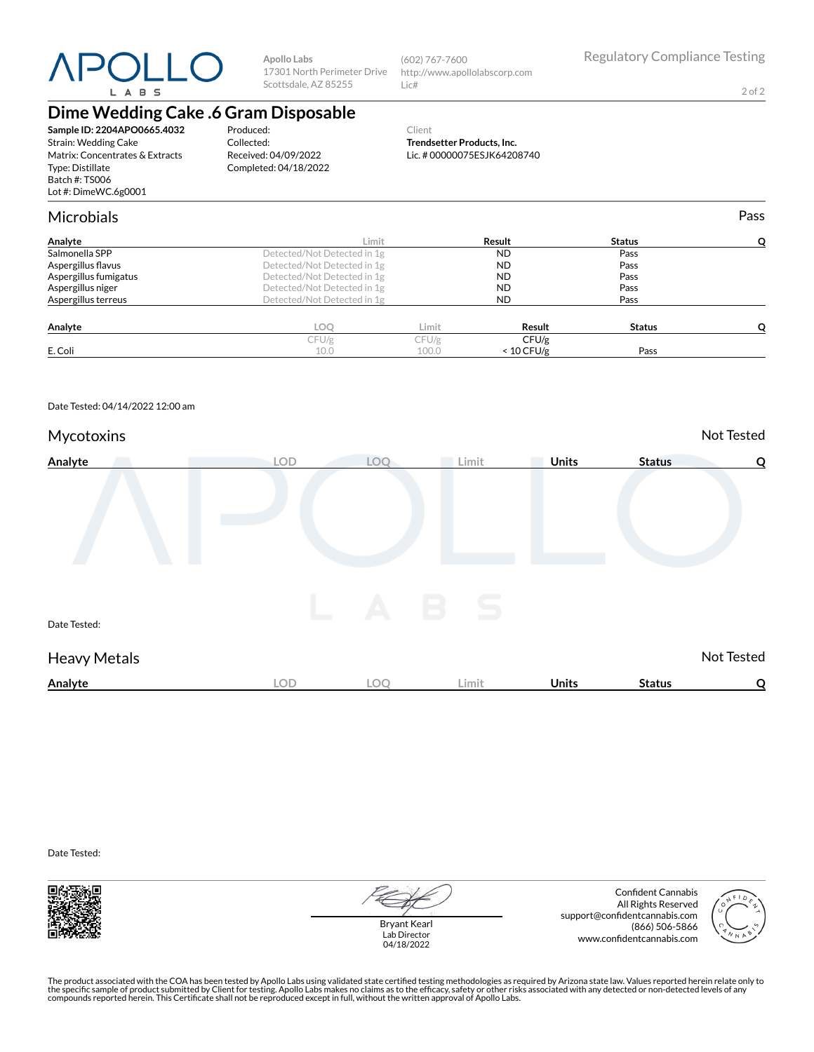**Apollo Labs**
17301 North Perimeter Drive
Scottsdale, AZ 85255

(602) 767-7600
http://www.apollolabscorp.com
Lic#

Regulatory Compliance Testing

# Dime Wedding Cake .6 Gram Disposable

**Sample ID: 2204APO0665.4032**
Strain: Wedding Cake
Matrix: Concentrates & Extracts
Type: Distillate
Batch #: TS006
Lot #: DimeWC.6g0001

Produced:
Collected:
Received: 04/09/2022
Completed: 04/18/2022

Client
**Trendsetter Products, Inc.**
Lic. # 00000075ESJK64208740

## Microbials

Pass

| Analyte | Limit | Result | Status | Q |
|---|---|---|---|---|
| Salmonella SPP | Detected/Not Detected in 1g | ND | Pass | |
| Aspergillus flavus | Detected/Not Detected in 1g | ND | Pass | |
| Aspergillus fumigatus | Detected/Not Detected in 1g | ND | Pass | |
| Aspergillus niger | Detected/Not Detected in 1g | ND | Pass | |
| Aspergillus terreus | Detected/Not Detected in 1g | ND | Pass | |

| Analyte | LOQ | Limit | Result | Status | Q |
|---|---|---|---|---|---|
| | CFU/g | CFU/g | CFU/g | | |
| E. Coli | 10.0 | 100.0 | < 10 CFU/g | Pass | |

Date Tested: 04/14/2022 12:00 am

## Mycotoxins

Not Tested

| Analyte | LOD | LOQ | Limit | Units | Status | Q |
|---|---|---|---|---|---|---|

Date Tested:

## Heavy Metals

Not Tested

| Analyte | LOD | LOQ | Limit | Units | Status | Q |
|---|---|---|---|---|---|---|

Date Tested:

Bryant Kearl
Lab Director
04/18/2022

Confident Cannabis
All Rights Reserved
support@confidentcannabis.com
(866) 506-5866
www.confidentcannabis.com

The product associated with the COA has been tested by Apollo Labs using validated state certified testing methodologies as required by Arizona state law. Values reported herein relate only to the specific sample of product submitted by Client for testing. Apollo Labs makes no claims as to the efficacy, safety or other risks associated with any detected or non-detected levels of any compounds reported herein. This Certificate shall not be reproduced except in full, without the written approval of Apollo Labs.